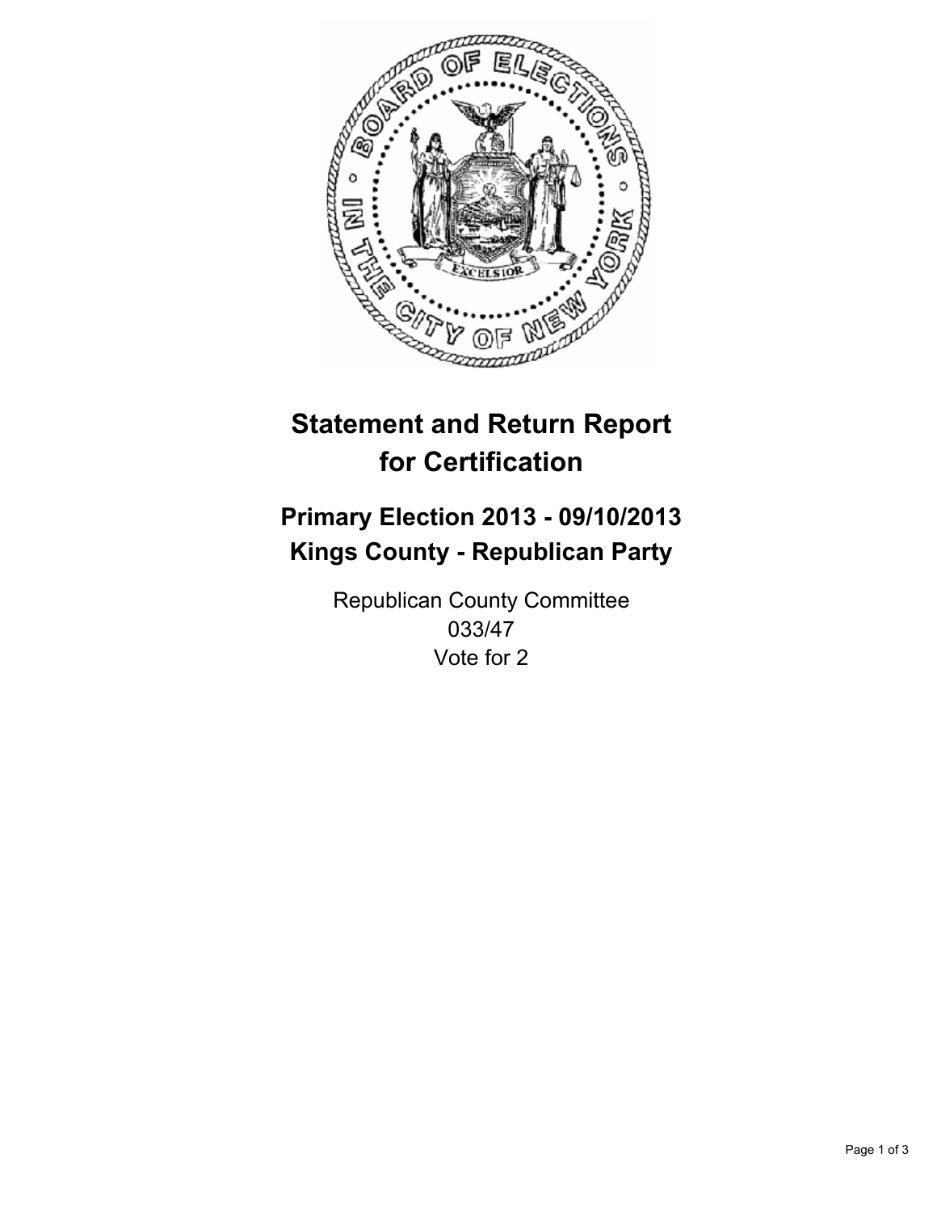# Statement and Return Report for Certification

## Primary Election 2013 - 09/10/2013
## Kings County - Republican Party

Republican County Committee
033/47
Vote for 2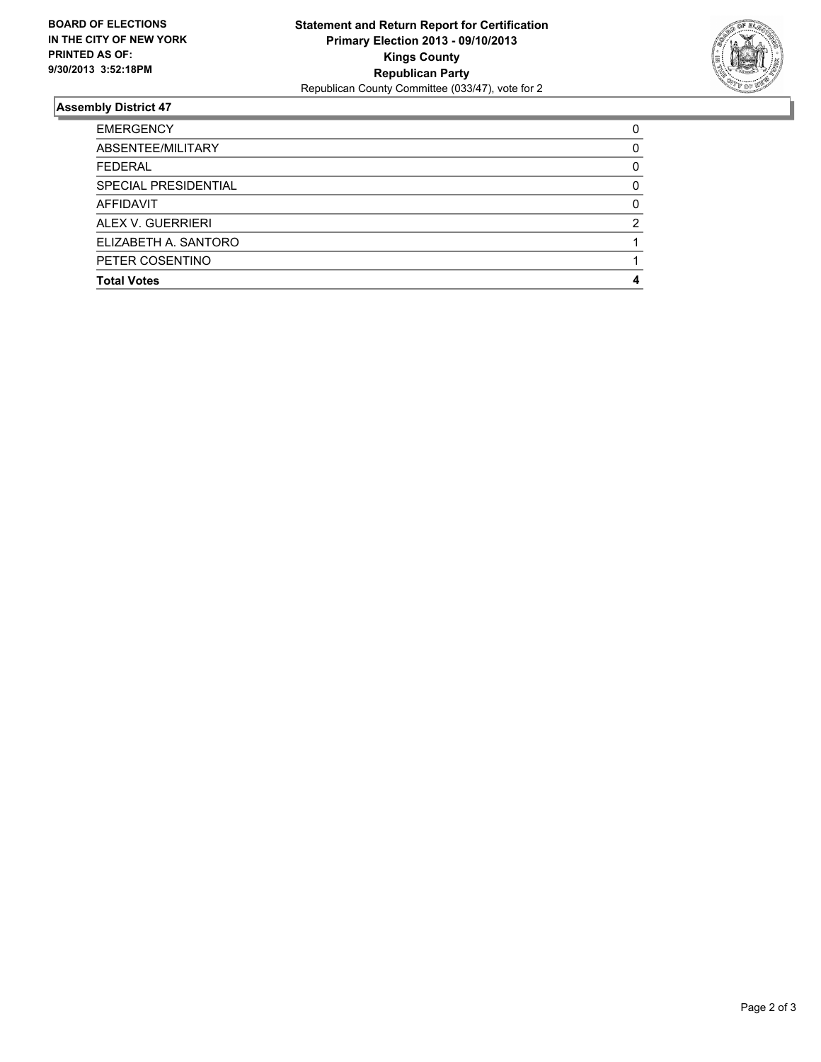**BOARD OF ELECTIONS IN THE CITY OF NEW YORK PRINTED AS OF: 9/30/2013 3:52:18PM**

**Statement and Return Report for Certification**
**Primary Election 2013 - 09/10/2013**
**Kings County**
**Republican Party**
Republican County Committee (033/47), vote for 2

### Assembly District 47

| | |
|---|---|
| EMERGENCY | 0 |
| ABSENTEE/MILITARY | 0 |
| FEDERAL | 0 |
| SPECIAL PRESIDENTIAL | 0 |
| AFFIDAVIT | 0 |
| ALEX V. GUERRIERI | 2 |
| ELIZABETH A. SANTORO | 1 |
| PETER COSENTINO | 1 |
| **Total Votes** | **4** |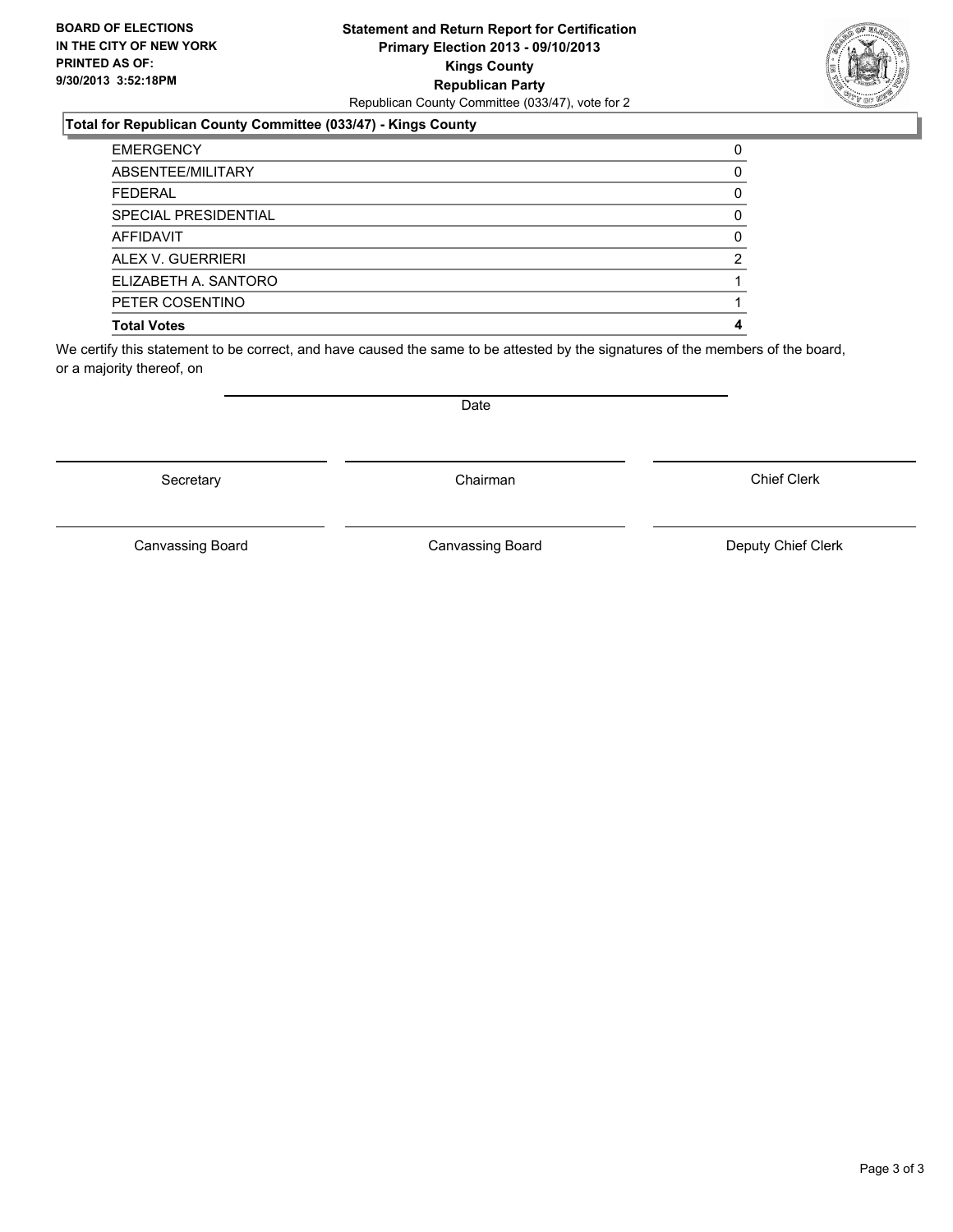**BOARD OF ELECTIONS IN THE CITY OF NEW YORK PRINTED AS OF: 9/30/2013 3:52:18PM**

**Statement and Return Report for Certification**
**Primary Election 2013 - 09/10/2013**
**Kings County**
**Republican Party**
Republican County Committee (033/47), vote for 2

**Total for Republican County Committee (033/47) - Kings County**

| | |
|---|---|
| EMERGENCY | 0 |
| ABSENTEE/MILITARY | 0 |
| FEDERAL | 0 |
| SPECIAL PRESIDENTIAL | 0 |
| AFFIDAVIT | 0 |
| ALEX V. GUERRIERI | 2 |
| ELIZABETH A. SANTORO | 1 |
| PETER COSENTINO | 1 |
| **Total Votes** | **4** |

We certify this statement to be correct, and have caused the same to be attested by the signatures of the members of the board, or a majority thereof, on

Date

Secretary | Chairman | Chief Clerk

Canvassing Board | Canvassing Board | Deputy Chief Clerk